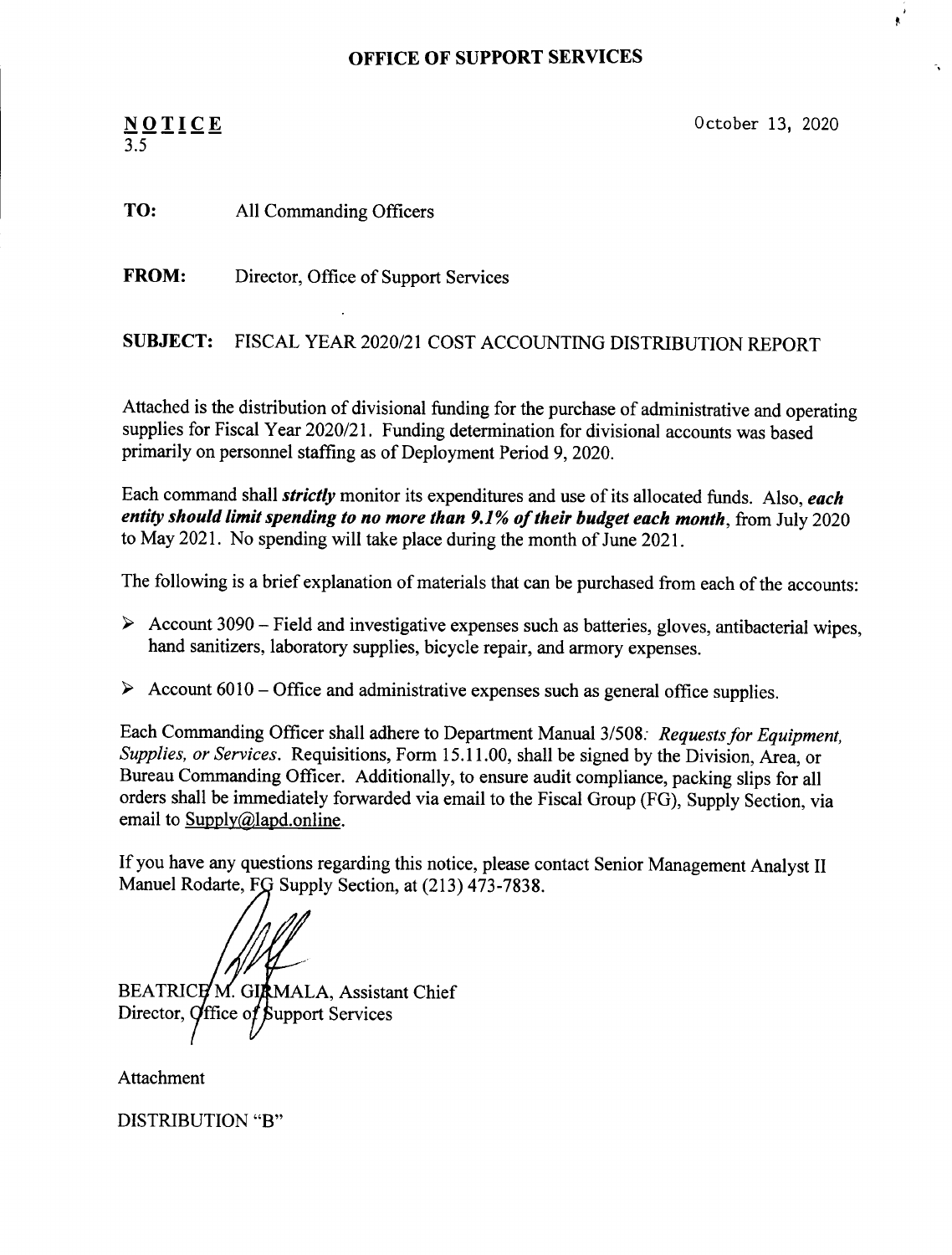# OFFICE OF SUPPORT SERVICES

**NOTICE**
3.5

October 13, 2020

**TO:** All Commanding Officers

**FROM:** Director, Office of Support Services

**SUBJECT:** FISCAL YEAR 2020/21 COST ACCOUNTING DISTRIBUTION REPORT

Attached is the distribution of divisional funding for the purchase of administrative and operating supplies for Fiscal Year 2020/21. Funding determination for divisional accounts was based primarily on personnel staffing as of Deployment Period 9, 2020.

Each command shall ***strictly*** monitor its expenditures and use of its allocated funds. Also, ***each entity should limit spending to no more than 9.1% of their budget each month***, from July 2020 to May 2021. No spending will take place during the month of June 2021.

The following is a brief explanation of materials that can be purchased from each of the accounts:

- Account 3090 – Field and investigative expenses such as batteries, gloves, antibacterial wipes, hand sanitizers, laboratory supplies, bicycle repair, and armory expenses.
- Account 6010 – Office and administrative expenses such as general office supplies.

Each Commanding Officer shall adhere to Department Manual 3/508: *Requests for Equipment, Supplies, or Services*. Requisitions, Form 15.11.00, shall be signed by the Division, Area, or Bureau Commanding Officer. Additionally, to ensure audit compliance, packing slips for all orders shall be immediately forwarded via email to the Fiscal Group (FG), Supply Section, via email to Supply@lapd.online.

If you have any questions regarding this notice, please contact Senior Management Analyst II Manuel Rodarte, FG Supply Section, at (213) 473-7838.

BEATRICE M. GIRMALA, Assistant Chief
Director, Office of Support Services

Attachment

DISTRIBUTION "B"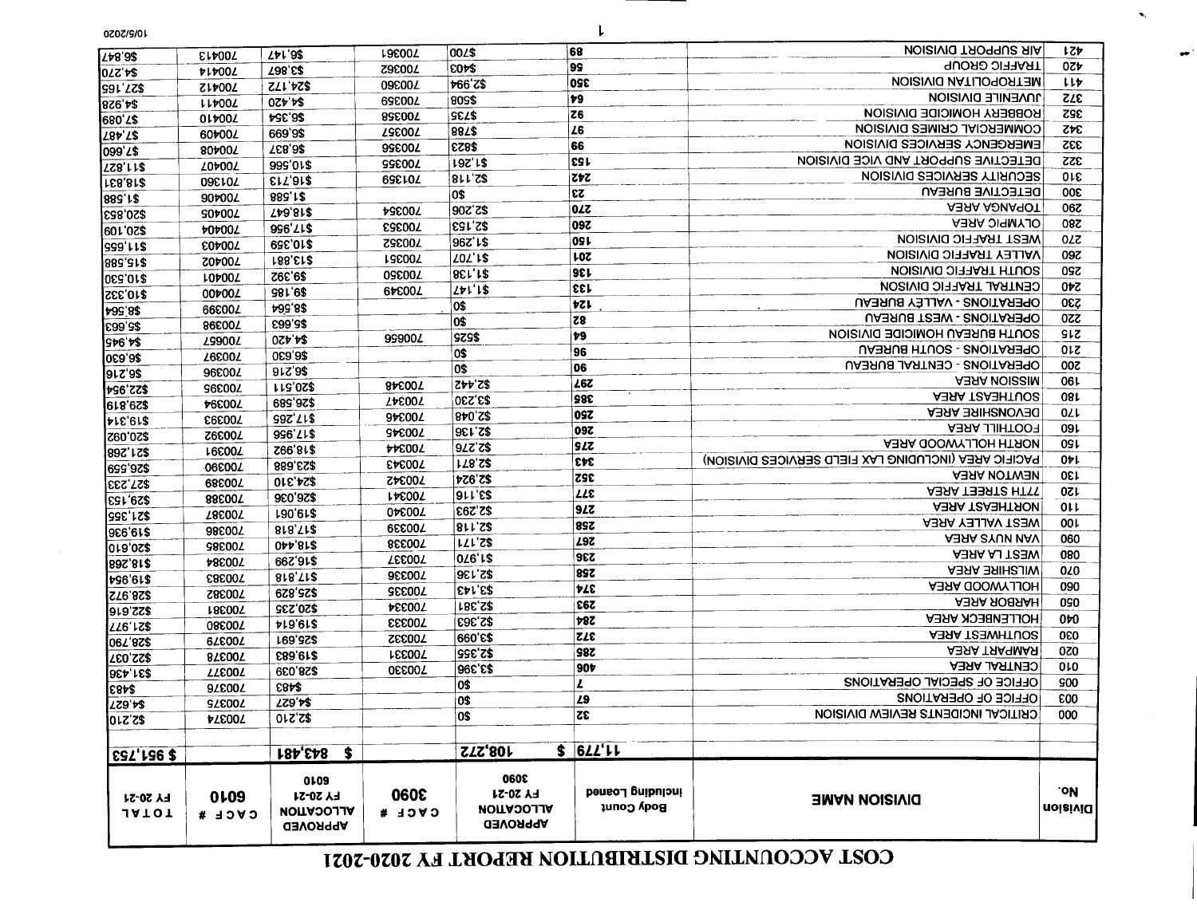# COST ACCOUNTING DISTRIBUTION REPORT FY 2020-2021

| Division No. | DIVISION NAME | Body Count Including Loaned | APPROVED ALLOCATION FY 20-21 3090 | CACF # 3090 | APPROVED ALLOCATION FY 20-21 6010 | CACF # 6010 | TOTAL FY 20-21 |
|---|---|---|---|---|---|---|---|
| | | 11,779 | $ 108,272 | | $ 843,481 | | $ 951,753 |
| 000 | CRITICAL INCIDENTS REVIEW DIVISION | 32 | $0 | | $2,210 | 700374 | $2,210 |
| 003 | OFFICE OF OPERATIONS | 67 | $0 | | $4,627 | 700375 | $4,627 |
| 005 | OFFICE OF SPECIAL OPERATIONS | 7 | $0 | | $483 | 700376 | $483 |
| 010 | CENTRAL AREA | 406 | $3,396 | 700330 | $28,039 | 700377 | $31,436 |
| 020 | RAMPART AREA | 285 | $2,355 | 700331 | $19,683 | 700378 | $22,037 |
| 030 | SOUTHWEST AREA | 372 | $3,099 | 700332 | $25,691 | 700379 | $28,790 |
| 040 | HOLLENBECK AREA | 284 | $2,363 | 700333 | $19,614 | 700380 | $21,977 |
| 050 | HARBOR AREA | 293 | $2,381 | 700334 | $20,235 | 700381 | $22,616 |
| 060 | HOLLYWOOD AREA | 374 | $3,143 | 700335 | $25,829 | 700382 | $28,972 |
| 070 | WILSHIRE AREA | 258 | $2,136 | 700336 | $17,818 | 700383 | $19,954 |
| 080 | WEST LA AREA | 236 | $1,970 | 700337 | $16,299 | 700384 | $18,268 |
| 090 | VAN NUYS AREA | 267 | $2,171 | 700338 | $18,440 | 700385 | $20,610 |
| 100 | WEST VALLEY AREA | 258 | $2,118 | 700339 | $17,818 | 700386 | $19,936 |
| 110 | NORTHEAST AREA | 276 | $2,293 | 700340 | $19,061 | 700387 | $21,355 |
| 120 | 77TH STREET AREA | 377 | $3,116 | 700341 | $26,036 | 700388 | $29,153 |
| 130 | NEWTON AREA | 352 | $2,924 | 700342 | $24,310 | 700389 | $27,233 |
| 140 | PACIFIC AREA (INCLUDING LAX FIELD SERVICES DIVISION) | 343 | $2,871 | 700343 | $23,688 | 700390 | $26,559 |
| 150 | NORTH HOLLYWOOD AREA | 275 | $2,276 | 700344 | $18,992 | 700391 | $21,268 |
| 160 | FOOTHILL AREA | 260 | $2,136 | 700345 | $17,956 | 700392 | $20,092 |
| 170 | DEVONSHIRE AREA | 250 | $2,048 | 700346 | $17,265 | 700393 | $19,314 |
| 180 | SOUTHEAST AREA | 385 | $3,230 | 700347 | $26,589 | 700394 | $29,819 |
| 190 | MISSION AREA | 297 | $2,442 | 700348 | $20,511 | 700395 | $22,954 |
| 200 | OPERATIONS - CENTRAL BUREAU | 90 | $0 | | $6,216 | 700396 | $6,216 |
| 210 | OPERATIONS - SOUTH BUREAU | 96 | $0 | | $6,630 | 700397 | $6,630 |
| 215 | SOUTH BUREAU HOMICIDE DIVISION | 64 | $525 | 700656 | $4,420 | 700657 | $4,945 |
| 220 | OPERATIONS - WEST BUREAU | 82 | $0 | | $5,663 | 700398 | $5,663 |
| 230 | OPERATIONS - VALLEY BUREAU | 124 | $0 | | $8,564 | 700399 | $8,564 |
| 240 | CENTRAL TRAFFIC DIVISION | 133 | $1,147 | 700349 | $9,185 | 700400 | $10,332 |
| 250 | SOUTH TRAFFIC DIVISION | 136 | $1,138 | 700350 | $9,392 | 700401 | $10,530 |
| 260 | VALLEY TRAFFIC DIVISION | 201 | $1,707 | 700351 | $13,881 | 700402 | $15,588 |
| 270 | WEST TRAFFIC DIVISION | 150 | $1,296 | 700352 | $10,359 | 700403 | $11,655 |
| 280 | OLYMPIC AREA | 260 | $2,153 | 700353 | $17,956 | 700404 | $20,109 |
| 290 | TOPANGA AREA | 270 | $2,206 | 700354 | $18,647 | 700405 | $20,853 |
| 300 | DETECTIVE BUREAU | 23 | $0 | | $1,588 | 700406 | $1,588 |
| 310 | SECURITY SERVICES DIVISION | 242 | $2,118 | 701359 | $16,713 | 701360 | $18,831 |
| 322 | DETECTIVE SUPPORT AND VICE DIVISION | 153 | $1,261 | 700355 | $10,566 | 700407 | $11,827 |
| 332 | EMERGENCY SERVICES DIVISION | 99 | $823 | 700356 | $6,837 | 700408 | $7,660 |
| 342 | COMMERCIAL CRIMES DIVISION | 97 | $788 | 700357 | $6,699 | 700409 | $7,487 |
| 352 | ROBBERY HOMICIDE DIVISION | 92 | $735 | 700358 | $6,354 | 700410 | $7,089 |
| 372 | JUVENILE DIVISION | 64 | $508 | 700359 | $4,420 | 700411 | $4,928 |
| 411 | METROPOLITAN DIVISION | 350 | $2,994 | 700360 | $24,172 | 700412 | $27,165 |
| 420 | TRAFFIC GROUP | 56 | $403 | 700362 | $3,867 | 700414 | $4,270 |
| 421 | AIR SUPPORT DIVISION | 89 | $700 | 700361 | $6,147 | 700413 | $6,847 |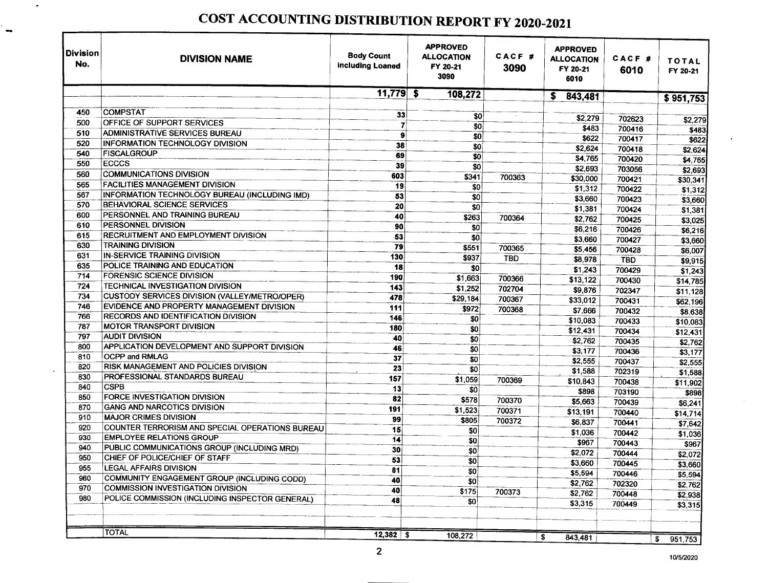# COST ACCOUNTING DISTRIBUTION REPORT FY 2020-2021

| Division No. | DIVISION NAME | Body Count including Loaned | APPROVED ALLOCATION FY 20-21 3090 | CACF # 3090 | APPROVED ALLOCATION FY 20-21 6010 | CACF # 6010 | TOTAL FY 20-21 |
|---|---|---|---|---|---|---|---|
| | | 11,779 | $ 108,272 | | $ 843,481 | | $ 951,753 |
| 450 | COMPSTAT | 33 | $0 | | $2,279 | 702623 | $2,279 |
| 500 | OFFICE OF SUPPORT SERVICES | 7 | $0 | | $483 | 700416 | $483 |
| 510 | ADMINISTRATIVE SERVICES BUREAU | 9 | $0 | | $622 | 700417 | $622 |
| 520 | INFORMATION TECHNOLOGY DIVISION | 38 | $0 | | $2,624 | 700418 | $2,624 |
| 540 | FISCALGROUP | 69 | $0 | | $4,765 | 700420 | $4,765 |
| 550 | ECCCS | 39 | $0 | | $2,693 | 703056 | $2,693 |
| 560 | COMMUNICATIONS DIVISION | 603 | $341 | 700363 | $30,000 | 700421 | $30,341 |
| 565 | FACILITIES MANAGEMENT DIVISION | 19 | $0 | | $1,312 | 700422 | $1,312 |
| 567 | INFORMATION TECHNOLOGY BUREAU (INCLUDING IMD) | 53 | $0 | | $3,660 | 700423 | $3,660 |
| 570 | BEHAVIORAL SCIENCE SERVICES | 20 | $0 | | $1,381 | 700424 | $1,381 |
| 600 | PERSONNEL AND TRAINING BUREAU | 40 | $263 | 700364 | $2,762 | 700425 | $3,025 |
| 610 | PERSONNEL DIVISION | 90 | $0 | | $6,216 | 700426 | $6,216 |
| 615 | RECRUITMENT AND EMPLOYMENT DIVISION | 53 | $0 | | $3,660 | 700427 | $3,660 |
| 630 | TRAINING DIVISION | 79 | $551 | 700365 | $5,456 | 700428 | $6,007 |
| 631 | IN-SERVICE TRAINING DIVISION | 130 | $937 | TBD | $8,978 | TBD | $9,915 |
| 635 | POLICE TRAINING AND EDUCATION | 18 | $0 | | $1,243 | 700429 | $1,243 |
| 714 | FORENSIC SCIENCE DIVISION | 190 | $1,663 | 700366 | $13,122 | 700430 | $14,785 |
| 724 | TECHNICAL INVESTIGATION DIVISION | 143 | $1,252 | 702704 | $9,876 | 702347 | $11,128 |
| 734 | CUSTODY SERVICES DIVISION (VALLEY/METRO/OPER) | 478 | $29,184 | 700367 | $33,012 | 700431 | $62,196 |
| 746 | EVIDENCE AND PROPERTY MANAGEMENT DIVISION | 111 | $972 | 700368 | $7,666 | 700432 | $8,638 |
| 766 | RECORDS AND IDENTIFICATION DIVISION | 146 | $0 | | $10,083 | 700433 | $10,083 |
| 787 | MOTOR TRANSPORT DIVISION | 180 | $0 | | $12,431 | 700434 | $12,431 |
| 797 | AUDIT DIVISION | 40 | $0 | | $2,762 | 700435 | $2,762 |
| 800 | APPLICATION DEVELOPMENT AND SUPPORT DIVISION | 46 | $0 | | $3,177 | 700436 | $3,177 |
| 810 | OCPP and RMLAG | 37 | $0 | | $2,555 | 700437 | $2,555 |
| 820 | RISK MANAGEMENT AND POLICIES DIVISION | 23 | $0 | | $1,588 | 702319 | $1,588 |
| 830 | PROFESSIONAL STANDARDS BUREAU | 157 | $1,059 | 700369 | $10,843 | 700438 | $11,902 |
| 840 | CSPB | 13 | $0 | | $898 | 703190 | $898 |
| 850 | FORCE INVESTIGATION DIVISION | 82 | $578 | 700370 | $5,663 | 700439 | $6,241 |
| 870 | GANG AND NARCOTICS DIVISION | 191 | $1,523 | 700371 | $13,191 | 700440 | $14,714 |
| 910 | MAJOR CRIMES DIVISION | 99 | $805 | 700372 | $6,837 | 700441 | $7,642 |
| 920 | COUNTER TERRORISM AND SPECIAL OPERATIONS BUREAU | 15 | $0 | | $1,036 | 700442 | $1,036 |
| 930 | EMPLOYEE RELATIONS GROUP | 14 | $0 | | $967 | 700443 | $967 |
| 940 | PUBLIC COMMUNICATIONS GROUP (INCLUDING MRD) | 30 | $0 | | $2,072 | 700444 | $2,072 |
| 950 | CHIEF OF POLICE/CHIEF OF STAFF | 53 | $0 | | $3,660 | 700445 | $3,660 |
| 955 | LEGAL AFFAIRS DIVISION | 81 | $0 | | $5,594 | 700446 | $5,594 |
| 960 | COMMUNITY ENGAGEMENT GROUP (INCLUDING CODD) | 40 | $0 | | $2,762 | 702320 | $2,762 |
| 970 | COMMISSION INVESTIGATION DIVISION | 40 | $175 | 700373 | $2,762 | 700448 | $2,938 |
| 980 | POLICE COMMISSION (INCLUDING INSPECTOR GENERAL) | 48 | $0 | | $3,315 | 700449 | $3,315 |
| | TOTAL | 12,382 | $ 108,272 | | $ 843,481 | | $ 951,753 |

10/5/2020